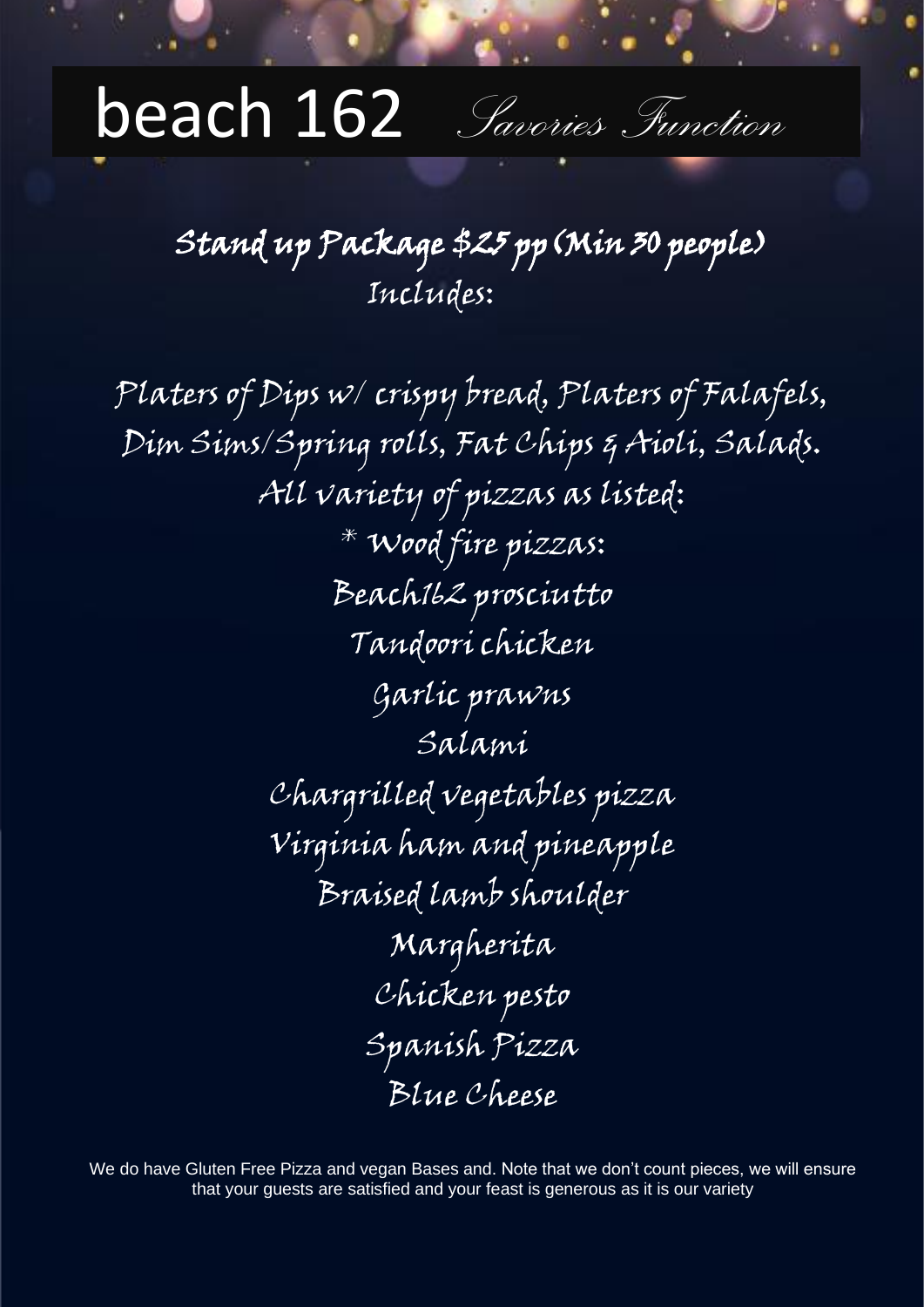# beach 162 *Savories Function*

## Stand up Package $25 pp (Min 30 people)

Includes:

Platers of Dips w/ crispy bread, Platers of Falafels, Dim Sims/Spring rolls, Fat Chips & Aioli, Salads.

All variety of pizzas as listed:

* Wood fire pizzas:

Beach162 prosciutto

Tandoori chicken

Garlic prawns

Salami

Chargrilled vegetables pizza

Virginia ham and pineapple

Braised lamb shoulder

Margherita

Chicken pesto

Spanish Pizza

Blue Cheese

We do have Gluten Free Pizza and vegan Bases and. Note that we don't count pieces, we will ensure that your guests are satisfied and your feast is generous as it is our variety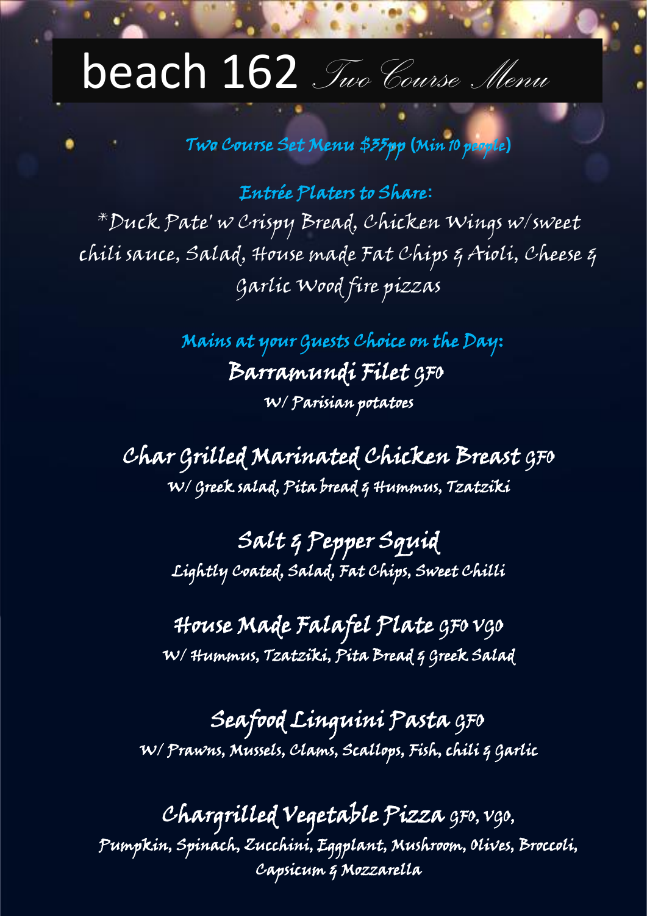# beach 162 *Two Course Menu*

**Two Course Set Menu $35pp (Min 10 people)**

## Entrée Platers to Share:

*Duck Pate' w Crispy Bread, Chicken Wings w/sweet chili sauce, Salad, House made Fat Chips & Aioli, Cheese & Garlic Wood fire pizzas

## Mains at your Guests Choice on the Day:

**Barramundi Filet** GFO
W/ Parisian potatoes

**Char Grilled Marinated Chicken Breast** GFO
W/ Greek salad, Pita bread & Hummus, Tzatziki

**Salt & Pepper Squid**
Lightly Coated, Salad, Fat Chips, Sweet Chilli

**House Made Falafel Plate** GFO VGO
W/ Hummus, Tzatziki, Pita Bread & Greek Salad

**Seafood Linguini Pasta** GFO
W/ Prawns, Mussels, Clams, Scallops, Fish, chili & Garlic

**Chargrilled Vegetable Pizza** GFO, VGO,
Pumpkin, Spinach, Zucchini, Eggplant, Mushroom, Olives, Broccoli, Capsicum & Mozzarella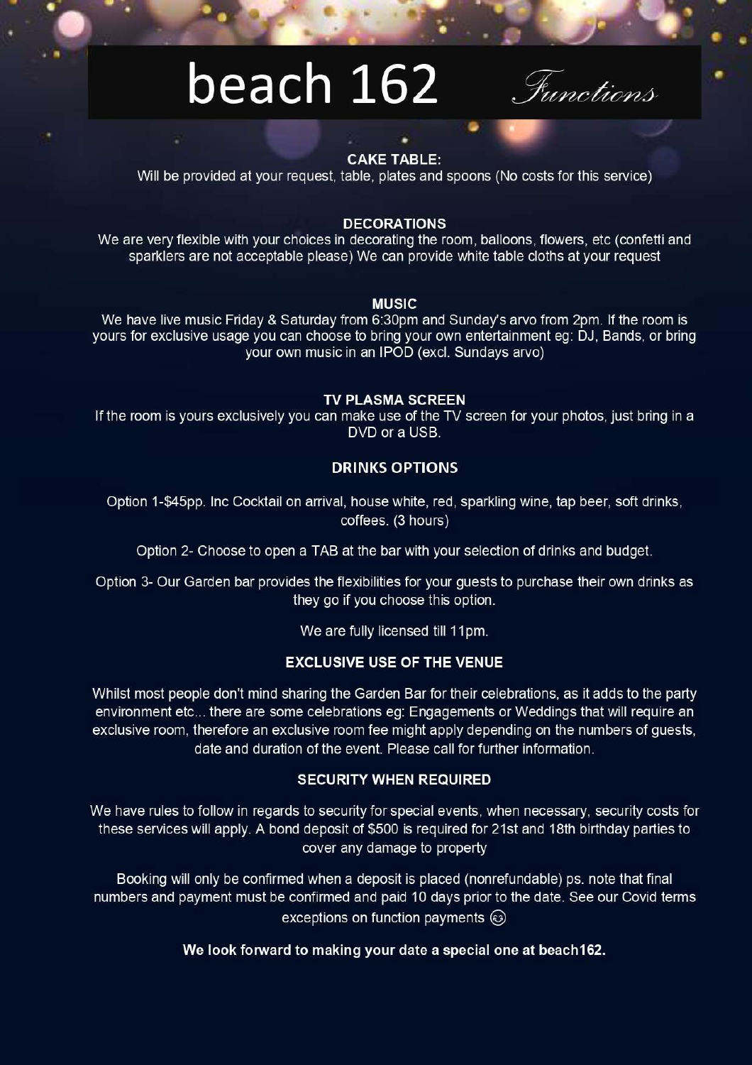# beach 162 *Functions*

**CAKE TABLE:**

Will be provided at your request, table, plates and spoons (No costs for this service)

**DECORATIONS**

We are very flexible with your choices in decorating the room, balloons, flowers, etc (confetti and sparklers are not acceptable please) We can provide white table cloths at your request

**MUSIC**

We have live music Friday & Saturday from 6:30pm and Sunday's arvo from 2pm. If the room is yours for exclusive usage you can choose to bring your own entertainment eg: DJ, Bands, or bring your own music in an IPOD (excl. Sundays arvo)

**TV PLASMA SCREEN**

If the room is yours exclusively you can make use of the TV screen for your photos, just bring in a DVD or a USB.

**DRINKS OPTIONS**

Option 1-$45pp. Inc Cocktail on arrival, house white, red, sparkling wine, tap beer, soft drinks, coffees. (3 hours)

Option 2- Choose to open a TAB at the bar with your selection of drinks and budget.

Option 3- Our Garden bar provides the flexibilities for your guests to purchase their own drinks as they go if you choose this option.

We are fully licensed till 11pm.

**EXCLUSIVE USE OF THE VENUE**

Whilst most people don't mind sharing the Garden Bar for their celebrations, as it adds to the party environment etc... there are some celebrations eg: Engagements or Weddings that will require an exclusive room, therefore an exclusive room fee might apply depending on the numbers of guests, date and duration of the event. Please call for further information.

**SECURITY WHEN REQUIRED**

We have rules to follow in regards to security for special events, when necessary, security costs for these services will apply. A bond deposit of $500 is required for 21st and 18th birthday parties to cover any damage to property

Booking will only be confirmed when a deposit is placed (nonrefundable) ps. note that final numbers and payment must be confirmed and paid 10 days prior to the date. See our Covid terms exceptions on function payments 😉

**We look forward to making your date a special one at beach162.**